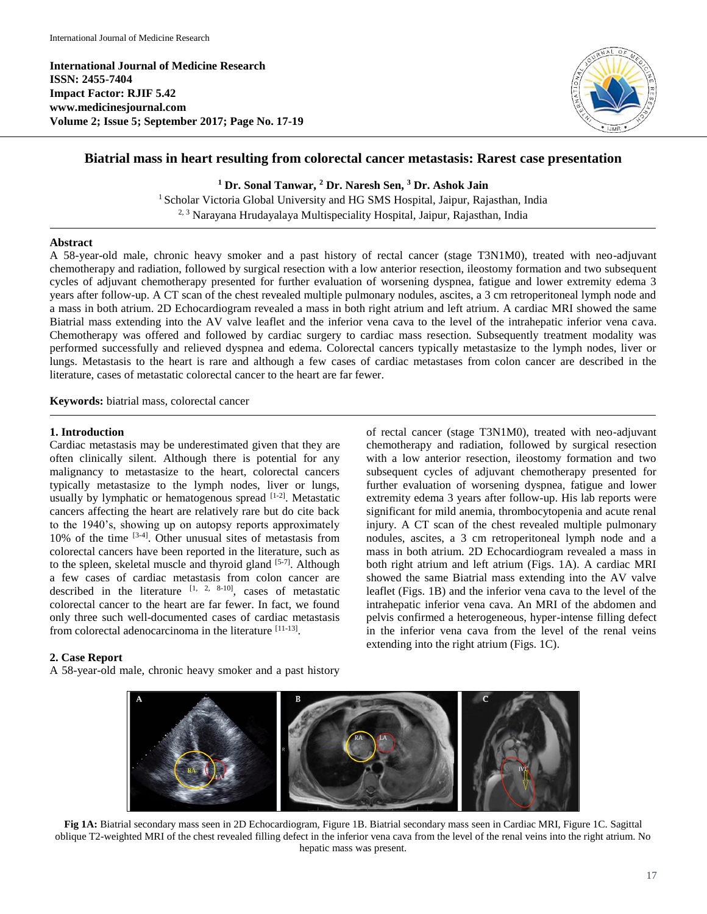# Biatrial mass in heart resulting from colorectal cancer metastasis: Rarest case presentation

**[1] Dr. Sonal Tanwar, [2] Dr. Naresh Sen, [3] Dr. Ashok Jain**

[1] Scholar Victoria Global University and HG SMS Hospital, Jaipur, Rajasthan, India
[2, 3] Narayana Hrudayalaya Multispeciality Hospital, Jaipur, Rajasthan, India

## Abstract

A 58-year-old male, chronic heavy smoker and a past history of rectal cancer (stage T3N1M0), treated with neo-adjuvant chemotherapy and radiation, followed by surgical resection with a low anterior resection, ileostomy formation and two subsequent cycles of adjuvant chemotherapy presented for further evaluation of worsening dyspnea, fatigue and lower extremity edema 3 years after follow-up. A CT scan of the chest revealed multiple pulmonary nodules, ascites, a 3 cm retroperitoneal lymph node and a mass in both atrium. 2D Echocardiogram revealed a mass in both right atrium and left atrium. A cardiac MRI showed the same Biatrial mass extending into the AV valve leaflet and the inferior vena cava to the level of the intrahepatic inferior vena cava. Chemotherapy was offered and followed by cardiac surgery to cardiac mass resection. Subsequently treatment modality was performed successfully and relieved dyspnea and edema. Colorectal cancers typically metastasize to the lymph nodes, liver or lungs. Metastasis to the heart is rare and although a few cases of cardiac metastases from colon cancer are described in the literature, cases of metastatic colorectal cancer to the heart are far fewer.

**Keywords:** biatrial mass, colorectal cancer

## 1. Introduction

Cardiac metastasis may be underestimated given that they are often clinically silent. Although there is potential for any malignancy to metastasize to the heart, colorectal cancers typically metastasize to the lymph nodes, liver or lungs, usually by lymphatic or hematogenous spread [1-2]. Metastatic cancers affecting the heart are relatively rare but do cite back to the 1940's, showing up on autopsy reports approximately 10% of the time [3-4]. Other unusual sites of metastasis from colorectal cancers have been reported in the literature, such as to the spleen, skeletal muscle and thyroid gland [5-7]. Although a few cases of cardiac metastasis from colon cancer are described in the literature [1, 2, 8-10], cases of metastatic colorectal cancer to the heart are far fewer. In fact, we found only three such well-documented cases of cardiac metastasis from colorectal adenocarcinoma in the literature [11-13].

## 2. Case Report

A 58-year-old male, chronic heavy smoker and a past history of rectal cancer (stage T3N1M0), treated with neo-adjuvant chemotherapy and radiation, followed by surgical resection with a low anterior resection, ileostomy formation and two subsequent cycles of adjuvant chemotherapy presented for further evaluation of worsening dyspnea, fatigue and lower extremity edema 3 years after follow-up. His lab reports were significant for mild anemia, thrombocytopenia and acute renal injury. A CT scan of the chest revealed multiple pulmonary nodules, ascites, a 3 cm retroperitoneal lymph node and a mass in both atrium. 2D Echocardiogram revealed a mass in both right atrium and left atrium (Figs. 1A). A cardiac MRI showed the same Biatrial mass extending into the AV valve leaflet (Figs. 1B) and the inferior vena cava to the level of the intrahepatic inferior vena cava. An MRI of the abdomen and pelvis confirmed a heterogeneous, hyper-intense filling defect in the inferior vena cava from the level of the renal veins extending into the right atrium (Figs. 1C).

**Fig 1A:** Biatrial secondary mass seen in 2D Echocardiogram, Figure 1B. Biatrial secondary mass seen in Cardiac MRI, Figure 1C. Sagittal oblique T2-weighted MRI of the chest revealed filling defect in the inferior vena cava from the level of the renal veins into the right atrium. No hepatic mass was present.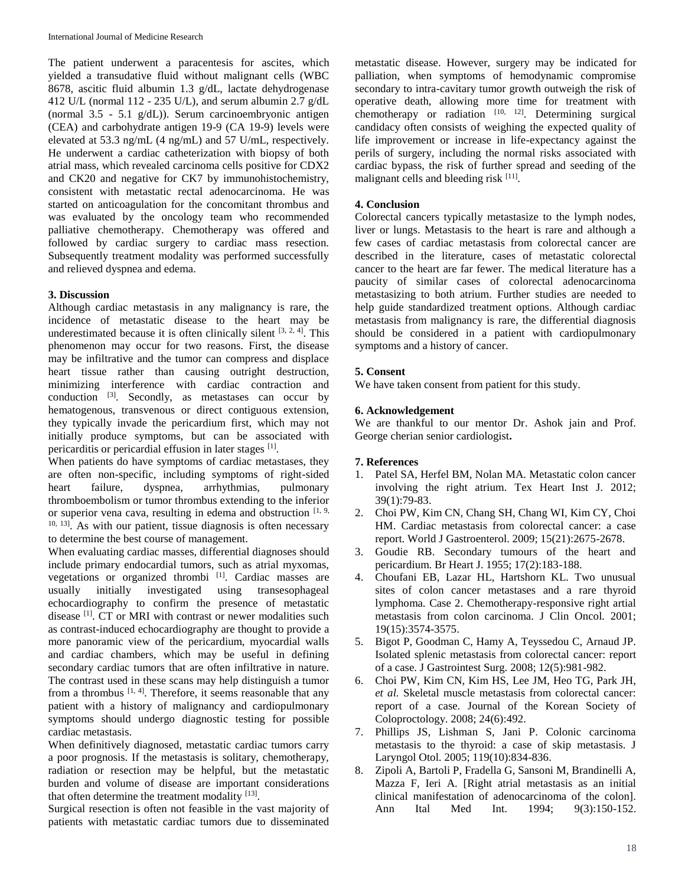The patient underwent a paracentesis for ascites, which yielded a transudative fluid without malignant cells (WBC 8678, ascitic fluid albumin 1.3 g/dL, lactate dehydrogenase 412 U/L (normal 112 - 235 U/L), and serum albumin 2.7 g/dL (normal 3.5 - 5.1 g/dL)). Serum carcinoembryonic antigen (CEA) and carbohydrate antigen 19-9 (CA 19-9) levels were elevated at 53.3 ng/mL (4 ng/mL) and 57 U/mL, respectively. He underwent a cardiac catheterization with biopsy of both atrial mass, which revealed carcinoma cells positive for CDX2 and CK20 and negative for CK7 by immunohistochemistry, consistent with metastatic rectal adenocarcinoma. He was started on anticoagulation for the concomitant thrombus and was evaluated by the oncology team who recommended palliative chemotherapy. Chemotherapy was offered and followed by cardiac surgery to cardiac mass resection. Subsequently treatment modality was performed successfully and relieved dyspnea and edema.

## 3. Discussion

Although cardiac metastasis in any malignancy is rare, the incidence of metastatic disease to the heart may be underestimated because it is often clinically silent [3, 2, 4]. This phenomenon may occur for two reasons. First, the disease may be infiltrative and the tumor can compress and displace heart tissue rather than causing outright destruction, minimizing interference with cardiac contraction and conduction [3]. Secondly, as metastases can occur by hematogenous, transvenous or direct contiguous extension, they typically invade the pericardium first, which may not initially produce symptoms, but can be associated with pericarditis or pericardial effusion in later stages [1].

When patients do have symptoms of cardiac metastases, they are often non-specific, including symptoms of right-sided heart failure, dyspnea, arrhythmias, pulmonary thromboembolism or tumor thrombus extending to the inferior or superior vena cava, resulting in edema and obstruction [1, 9, 10, 13]. As with our patient, tissue diagnosis is often necessary to determine the best course of management.

When evaluating cardiac masses, differential diagnoses should include primary endocardial tumors, such as atrial myxomas, vegetations or organized thrombi [1]. Cardiac masses are usually initially investigated using transesophageal echocardiography to confirm the presence of metastatic disease [1]. CT or MRI with contrast or newer modalities such as contrast-induced echocardiography are thought to provide a more panoramic view of the pericardium, myocardial walls and cardiac chambers, which may be useful in defining secondary cardiac tumors that are often infiltrative in nature. The contrast used in these scans may help distinguish a tumor from a thrombus [1, 4]. Therefore, it seems reasonable that any patient with a history of malignancy and cardiopulmonary symptoms should undergo diagnostic testing for possible cardiac metastasis.

When definitively diagnosed, metastatic cardiac tumors carry a poor prognosis. If the metastasis is solitary, chemotherapy, radiation or resection may be helpful, but the metastatic burden and volume of disease are important considerations that often determine the treatment modality [13].

Surgical resection is often not feasible in the vast majority of patients with metastatic cardiac tumors due to disseminated metastatic disease. However, surgery may be indicated for palliation, when symptoms of hemodynamic compromise secondary to intra-cavitary tumor growth outweigh the risk of operative death, allowing more time for treatment with chemotherapy or radiation [10, 12]. Determining surgical candidacy often consists of weighing the expected quality of life improvement or increase in life-expectancy against the perils of surgery, including the normal risks associated with cardiac bypass, the risk of further spread and seeding of the malignant cells and bleeding risk [11].

## 4. Conclusion

Colorectal cancers typically metastasize to the lymph nodes, liver or lungs. Metastasis to the heart is rare and although a few cases of cardiac metastasis from colorectal cancer are described in the literature, cases of metastatic colorectal cancer to the heart are far fewer. The medical literature has a paucity of similar cases of colorectal adenocarcinoma metastasizing to both atrium. Further studies are needed to help guide standardized treatment options. Although cardiac metastasis from malignancy is rare, the differential diagnosis should be considered in a patient with cardiopulmonary symptoms and a history of cancer.

## 5. Consent

We have taken consent from patient for this study.

## 6. Acknowledgement

We are thankful to our mentor Dr. Ashok jain and Prof. George cherian senior cardiologist**.**

## 7. References

1. Patel SA, Herfel BM, Nolan MA. Metastatic colon cancer involving the right atrium. Tex Heart Inst J. 2012; 39(1):79-83.
2. Choi PW, Kim CN, Chang SH, Chang WI, Kim CY, Choi HM. Cardiac metastasis from colorectal cancer: a case report. World J Gastroenterol. 2009; 15(21):2675-2678.
3. Goudie RB. Secondary tumours of the heart and pericardium. Br Heart J. 1955; 17(2):183-188.
4. Choufani EB, Lazar HL, Hartshorn KL. Two unusual sites of colon cancer metastases and a rare thyroid lymphoma. Case 2. Chemotherapy-responsive right artial metastasis from colon carcinoma. J Clin Oncol. 2001; 19(15):3574-3575.
5. Bigot P, Goodman C, Hamy A, Teyssedou C, Arnaud JP. Isolated splenic metastasis from colorectal cancer: report of a case. J Gastrointest Surg. 2008; 12(5):981-982.
6. Choi PW, Kim CN, Kim HS, Lee JM, Heo TG, Park JH, *et al.* Skeletal muscle metastasis from colorectal cancer: report of a case. Journal of the Korean Society of Coloproctology. 2008; 24(6):492.
7. Phillips JS, Lishman S, Jani P. Colonic carcinoma metastasis to the thyroid: a case of skip metastasis. J Laryngol Otol. 2005; 119(10):834-836.
8. Zipoli A, Bartoli P, Fradella G, Sansoni M, Brandinelli A, Mazza F, Ieri A. [Right atrial metastasis as an initial clinical manifestation of adenocarcinoma of the colon]. Ann Ital Med Int. 1994; 9(3):150-152.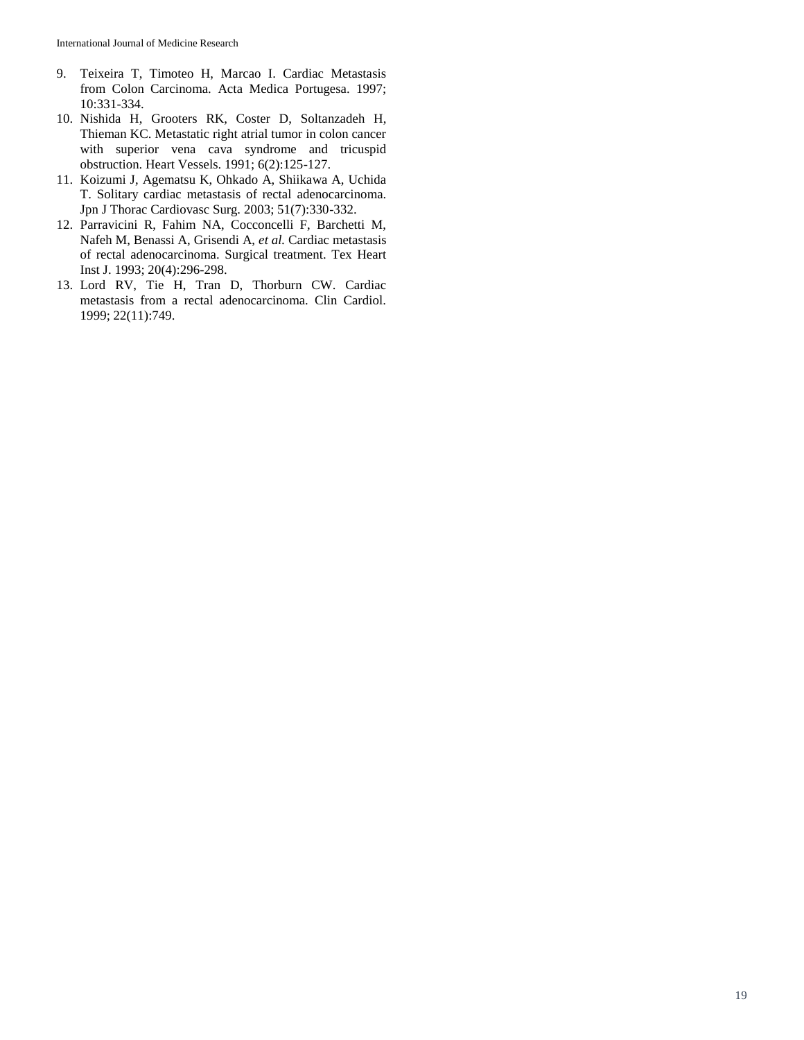9. Teixeira T, Timoteo H, Marcao I. Cardiac Metastasis from Colon Carcinoma. Acta Medica Portugesa. 1997; 10:331-334.
10. Nishida H, Grooters RK, Coster D, Soltanzadeh H, Thieman KC. Metastatic right atrial tumor in colon cancer with superior vena cava syndrome and tricuspid obstruction. Heart Vessels. 1991; 6(2):125-127.
11. Koizumi J, Agematsu K, Ohkado A, Shiikawa A, Uchida T. Solitary cardiac metastasis of rectal adenocarcinoma. Jpn J Thorac Cardiovasc Surg. 2003; 51(7):330-332.
12. Parravicini R, Fahim NA, Cocconcelli F, Barchetti M, Nafeh M, Benassi A, Grisendi A, *et al.* Cardiac metastasis of rectal adenocarcinoma. Surgical treatment. Tex Heart Inst J. 1993; 20(4):296-298.
13. Lord RV, Tie H, Tran D, Thorburn CW. Cardiac metastasis from a rectal adenocarcinoma. Clin Cardiol. 1999; 22(11):749.